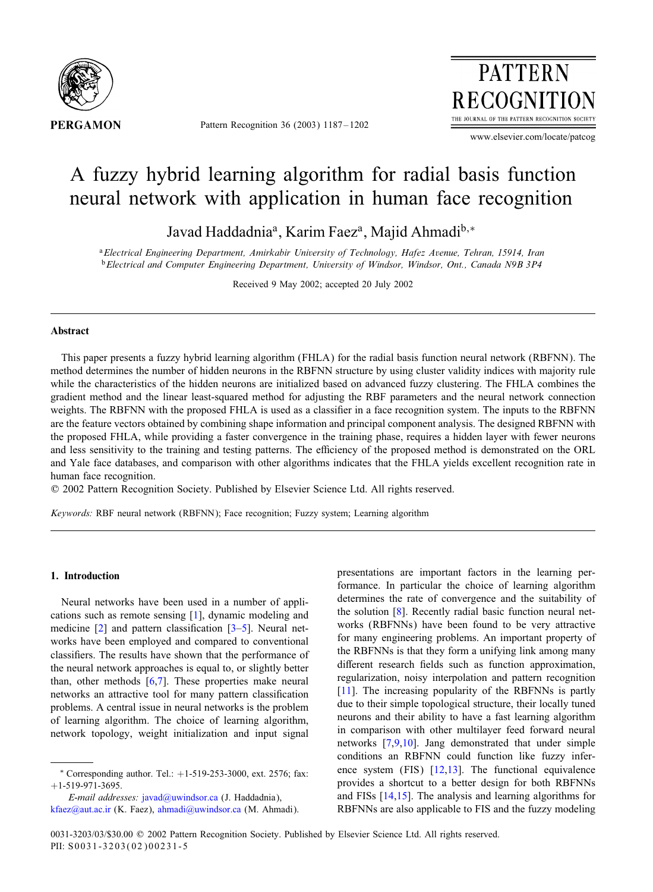# A fuzzy hybrid learning algorithm for radial basis function neural network with application in human face recognition

Javad Haddadnia[a], Karim Faez[a], Majid Ahmadi[b,*]

[a] *Electrical Engineering Department, Amirkabir University of Technology, Hafez Avenue, Tehran, 15914, Iran*
[b] *Electrical and Computer Engineering Department, University of Windsor, Windsor, Ont., Canada N9B 3P4*

Received 9 May 2002; accepted 20 July 2002

## Abstract

This paper presents a fuzzy hybrid learning algorithm (FHLA) for the radial basis function neural network (RBFNN). The method determines the number of hidden neurons in the RBFNN structure by using cluster validity indices with majority rule while the characteristics of the hidden neurons are initialized based on advanced fuzzy clustering. The FHLA combines the gradient method and the linear least-squared method for adjusting the RBF parameters and the neural network connection weights. The RBFNN with the proposed FHLA is used as a classifier in a face recognition system. The inputs to the RBFNN are the feature vectors obtained by combining shape information and principal component analysis. The designed RBFNN with the proposed FHLA, while providing a faster convergence in the training phase, requires a hidden layer with fewer neurons and less sensitivity to the training and testing patterns. The efficiency of the proposed method is demonstrated on the ORL and Yale face databases, and comparison with other algorithms indicates that the FHLA yields excellent recognition rate in human face recognition.

© 2002 Pattern Recognition Society. Published by Elsevier Science Ltd. All rights reserved.

*Keywords:* RBF neural network (RBFNN); Face recognition; Fuzzy system; Learning algorithm

## 1. Introduction

Neural networks have been used in a number of applications such as remote sensing [1], dynamic modeling and medicine [2] and pattern classification [3–5]. Neural networks have been employed and compared to conventional classifiers. The results have shown that the performance of the neural network approaches is equal to, or slightly better than, other methods [6,7]. These properties make neural networks an attractive tool for many pattern classification problems. A central issue in neural networks is the problem of learning algorithm. The choice of learning algorithm, network topology, weight initialization and input signal presentations are important factors in the learning performance. In particular the choice of learning algorithm determines the rate of convergence and the suitability of the solution [8]. Recently radial basic function neural networks (RBFNNs) have been found to be very attractive for many engineering problems. An important property of the RBFNNs is that they form a unifying link among many different research fields such as function approximation, regularization, noisy interpolation and pattern recognition [11]. The increasing popularity of the RBFNNs is partly due to their simple topological structure, their locally tuned neurons and their ability to have a fast learning algorithm in comparison with other multilayer feed forward neural networks [7,9,10]. Jang demonstrated that under simple conditions an RBFNN could function like fuzzy inference system (FIS) [12,13]. The functional equivalence provides a shortcut to a better design for both RBFNNs and FISs [14,15]. The analysis and learning algorithms for RBFNNs are also applicable to FIS and the fuzzy modeling

\* Corresponding author. Tel.: +1-519-253-3000, ext. 2576; fax: +1-519-971-3695.

*E-mail addresses:* javad@uwindsor.ca (J. Haddadnia), kfaez@aut.ac.ir (K. Faez), ahmadi@uwindsor.ca (M. Ahmadi).

0031-3203/03/$30.00 © 2002 Pattern Recognition Society. Published by Elsevier Science Ltd. All rights reserved.
PII: S0031-3203(02)00231-5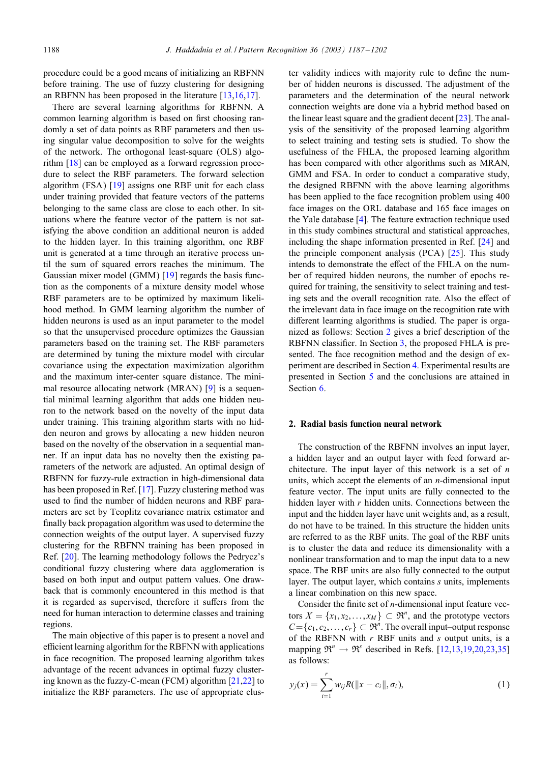procedure could be a good means of initializing an RBFNN before training. The use of fuzzy clustering for designing an RBFNN has been proposed in the literature [13,16,17].

There are several learning algorithms for RBFNN. A common learning algorithm is based on first choosing randomly a set of data points as RBF parameters and then using singular value decomposition to solve for the weights of the network. The orthogonal least-square (OLS) algorithm [18] can be employed as a forward regression procedure to select the RBF parameters. The forward selection algorithm (FSA) [19] assigns one RBF unit for each class under training provided that feature vectors of the patterns belonging to the same class are close to each other. In situations where the feature vector of the pattern is not satisfying the above condition an additional neuron is added to the hidden layer. In this training algorithm, one RBF unit is generated at a time through an iterative process until the sum of squared errors reaches the minimum. The Gaussian mixer model (GMM) [19] regards the basis function as the components of a mixture density model whose RBF parameters are to be optimized by maximum likelihood method. In GMM learning algorithm the number of hidden neurons is used as an input parameter to the model so that the unsupervised procedure optimizes the Gaussian parameters based on the training set. The RBF parameters are determined by tuning the mixture model with circular covariance using the expectation–maximization algorithm and the maximum inter-center square distance. The minimal resource allocating network (MRAN) [9] is a sequential minimal learning algorithm that adds one hidden neuron to the network based on the novelty of the input data under training. This training algorithm starts with no hidden neuron and grows by allocating a new hidden neuron based on the novelty of the observation in a sequential manner. If an input data has no novelty then the existing parameters of the network are adjusted. An optimal design of RBFNN for fuzzy-rule extraction in high-dimensional data has been proposed in Ref. [17]. Fuzzy clustering method was used to find the number of hidden neurons and RBF parameters are set by Teoplitz covariance matrix estimator and finally back propagation algorithm was used to determine the connection weights of the output layer. A supervised fuzzy clustering for the RBFNN training has been proposed in Ref. [20]. The learning methodology follows the Pedrycz's conditional fuzzy clustering where data agglomeration is based on both input and output pattern values. One drawback that is commonly encountered in this method is that it is regarded as supervised, therefore it suffers from the need for human interaction to determine classes and training regions.

The main objective of this paper is to present a novel and efficient learning algorithm for the RBFNN with applications in face recognition. The proposed learning algorithm takes advantage of the recent advances in optimal fuzzy clustering known as the fuzzy-C-mean (FCM) algorithm [21,22] to initialize the RBF parameters. The use of appropriate cluster validity indices with majority rule to define the number of hidden neurons is discussed. The adjustment of the parameters and the determination of the neural network connection weights are done via a hybrid method based on the linear least square and the gradient decent [23]. The analysis of the sensitivity of the proposed learning algorithm to select training and testing sets is studied. To show the usefulness of the FHLA, the proposed learning algorithm has been compared with other algorithms such as MRAN, GMM and FSA. In order to conduct a comparative study, the designed RBFNN with the above learning algorithms has been applied to the face recognition problem using 400 face images on the ORL database and 165 face images on the Yale database [4]. The feature extraction technique used in this study combines structural and statistical approaches, including the shape information presented in Ref. [24] and the principle component analysis (PCA) [25]. This study intends to demonstrate the effect of the FHLA on the number of required hidden neurons, the number of epochs required for training, the sensitivity to select training and testing sets and the overall recognition rate. Also the effect of the irrelevant data in face image on the recognition rate with different learning algorithms is studied. The paper is organized as follows: Section 2 gives a brief description of the RBFNN classifier. In Section 3, the proposed FHLA is presented. The face recognition method and the design of experiment are described in Section 4. Experimental results are presented in Section 5 and the conclusions are attained in Section 6.

## 2. Radial basis function neural network

The construction of the RBFNN involves an input layer, a hidden layer and an output layer with feed forward architecture. The input layer of this network is a set of $n$ units, which accept the elements of an $n$-dimensional input feature vector. The input units are fully connected to the hidden layer with $r$ hidden units. Connections between the input and the hidden layer have unit weights and, as a result, do not have to be trained. In this structure the hidden units are referred to as the RBF units. The goal of the RBF units is to cluster the data and reduce its dimensionality with a nonlinear transformation and to map the input data to a new space. The RBF units are also fully connected to the output layer. The output layer, which contains $s$ units, implements a linear combination on this new space.

Consider the finite set of $n$-dimensional input feature vectors $X = \{x_1, x_2, \ldots, x_M\} \subset \Re^n$, and the prototype vectors $C = \{c_1, c_2, \ldots, c_r\} \subset \Re^n$. The overall input–output response of the RBFNN with $r$ RBF units and $s$ output units, is a mapping $\Re^n \to \Re^s$ described in Refs. [12,13,19,20,23,35] as follows:

$$y_j(x) = \sum_{i=1}^{r} w_{ij} R(\|x - c_i\|, \sigma_i), \tag{1}$$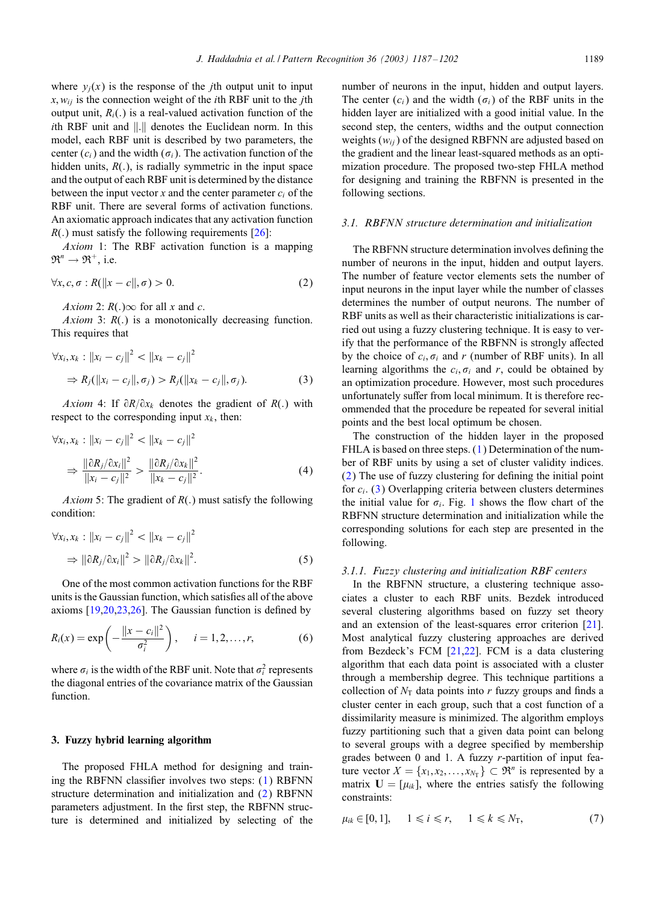where $y_j(x)$ is the response of the $j$th output unit to input $x$, $w_{ij}$ is the connection weight of the $i$th RBF unit to the $j$th output unit, $R_i(.)$ is a real-valued activation function of the $i$th RBF unit and $\|.\|$ denotes the Euclidean norm. In this model, each RBF unit is described by two parameters, the center ($c_i$) and the width ($\sigma_i$). The activation function of the hidden units, $R(.)$, is radially symmetric in the input space and the output of each RBF unit is determined by the distance between the input vector $x$ and the center parameter $c_i$ of the RBF unit. There are several forms of activation functions. An axiomatic approach indicates that any activation function $R(.)$ must satisfy the following requirements [26]:

*Axiom* 1: The RBF activation function is a mapping $\Re^n \to \Re^+$, i.e.

$$\forall x, c, \sigma : R(\|x - c\|, \sigma) > 0. \tag{2}$$

*Axiom* 2: $R(.)\infty$ for all $x$ and $c$.

*Axiom* 3: $R(.)$ is a monotonically decreasing function. This requires that

$$\forall x_i, x_k : \|x_i - c_j\|^2 < \|x_k - c_j\|^2$$
$$\Rightarrow R_j(\|x_i - c_j\|, \sigma_j) > R_j(\|x_k - c_j\|, \sigma_j). \tag{3}$$

*Axiom* 4: If $\partial R / \partial x_k$ denotes the gradient of $R(.)$ with respect to the corresponding input $x_k$, then:

$$\forall x_i, x_k : \|x_i - c_j\|^2 < \|x_k - c_j\|^2$$
$$\Rightarrow \frac{\|\partial R_j / \partial x_i\|^2}{\|x_i - c_j\|^2} > \frac{\|\partial R_j / \partial x_k\|^2}{\|x_k - c_j\|^2}. \tag{4}$$

*Axiom* 5: The gradient of $R(.)$ must satisfy the following condition:

$$\forall x_i, x_k : \|x_i - c_j\|^2 < \|x_k - c_j\|^2$$
$$\Rightarrow \|\partial R_j / \partial x_i\|^2 > \|\partial R_j / \partial x_k\|^2. \tag{5}$$

One of the most common activation functions for the RBF units is the Gaussian function, which satisfies all of the above axioms [19,20,23,26]. The Gaussian function is defined by

$$R_i(x) = \exp\left(-\frac{\|x - c_i\|^2}{\sigma_i^2}\right), \quad i = 1, 2, \ldots, r, \tag{6}$$

where $\sigma_i$ is the width of the RBF unit. Note that $\sigma_i^2$ represents the diagonal entries of the covariance matrix of the Gaussian function.

## 3. Fuzzy hybrid learning algorithm

The proposed FHLA method for designing and training the RBFNN classifier involves two steps: (1) RBFNN structure determination and initialization and (2) RBFNN parameters adjustment. In the first step, the RBFNN structure is determined and initialized by selecting of the number of neurons in the input, hidden and output layers. The center ($c_i$) and the width ($\sigma_i$) of the RBF units in the hidden layer are initialized with a good initial value. In the second step, the centers, widths and the output connection weights ($w_{ij}$) of the designed RBFNN are adjusted based on the gradient and the linear least-squared methods as an optimization procedure. The proposed two-step FHLA method for designing and training the RBFNN is presented in the following sections.

### 3.1. RBFNN structure determination and initialization

The RBFNN structure determination involves defining the number of neurons in the input, hidden and output layers. The number of feature vector elements sets the number of input neurons in the input layer while the number of classes determines the number of output neurons. The number of RBF units as well as their characteristic initializations is carried out using a fuzzy clustering technique. It is easy to verify that the performance of the RBFNN is strongly affected by the choice of $c_i, \sigma_i$ and $r$ (number of RBF units). In all learning algorithms the $c_i, \sigma_i$ and $r$, could be obtained by an optimization procedure. However, most such procedures unfortunately suffer from local minimum. It is therefore recommended that the procedure be repeated for several initial points and the best local optimum be chosen.

The construction of the hidden layer in the proposed FHLA is based on three steps. (1) Determination of the number of RBF units by using a set of cluster validity indices. (2) The use of fuzzy clustering for defining the initial point for $c_i$. (3) Overlapping criteria between clusters determines the initial value for $\sigma_i$. Fig. 1 shows the flow chart of the RBFNN structure determination and initialization while the corresponding solutions for each step are presented in the following.

#### 3.1.1. Fuzzy clustering and initialization RBF centers

In the RBFNN structure, a clustering technique associates a cluster to each RBF units. Bezdek introduced several clustering algorithms based on fuzzy set theory and an extension of the least-squares error criterion [21]. Most analytical fuzzy clustering approaches are derived from Bezdeck's FCM [21,22]. FCM is a data clustering algorithm that each data point is associated with a cluster through a membership degree. This technique partitions a collection of $N_T$ data points into $r$ fuzzy groups and finds a cluster center in each group, such that a cost function of a dissimilarity measure is minimized. The algorithm employs fuzzy partitioning such that a given data point can belong to several groups with a degree specified by membership grades between 0 and 1. A fuzzy $r$-partition of input feature vector $X = \{x_1, x_2, \ldots, x_{N_T}\} \subset \Re^n$ is represented by a matrix $\mathbf{U} = [\mu_{ik}]$, where the entries satisfy the following constraints:

$$\mu_{ik} \in [0, 1], \quad 1 \leqslant i \leqslant r, \quad 1 \leqslant k \leqslant N_T, \tag{7}$$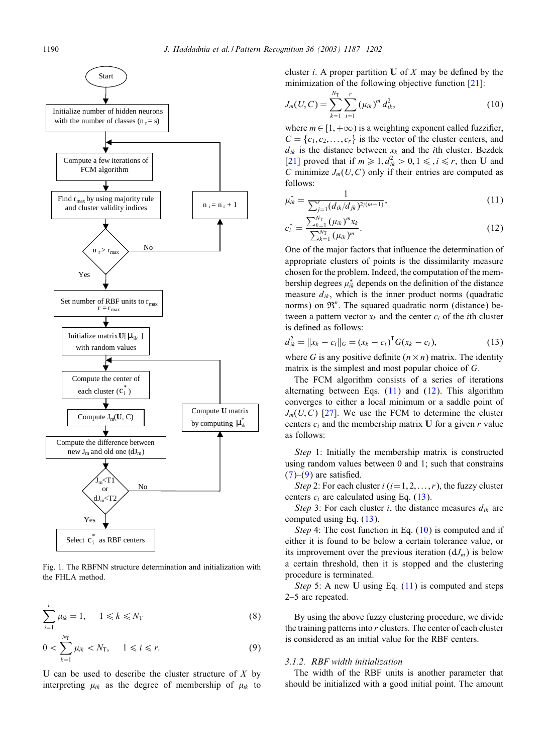Fig. 1. The RBFNN structure determination and initialization with the FHLA method.

$$\sum_{i=1}^{r} \mu_{ik} = 1, \quad 1 \leqslant k \leqslant N_{\mathrm{T}} \tag{8}$$

$$0 < \sum_{k=1}^{N_{\mathrm{T}}} \mu_{ik} < N_{\mathrm{T}}, \quad 1 \leqslant i \leqslant r. \tag{9}$$

**U** can be used to describe the cluster structure of $X$ by interpreting $\mu_{ik}$ as the degree of membership of $\mu_{ik}$ to cluster $i$. A proper partition **U** of $X$ may be defined by the minimization of the following objective function [21]:

$$J_m(U, C) = \sum_{k=1}^{N_{\mathrm{T}}} \sum_{i=1}^{r} (\mu_{ik})^m \, d_{ik}^2, \tag{10}$$

where $m \in [1, +\infty)$ is a weighting exponent called fuzzifier, $C = \{c_1, c_2, \ldots, c_r\}$ is the vector of the cluster centers, and $d_{ik}$ is the distance between $x_k$ and the $i$th cluster. Bezdek [21] proved that if $m \geqslant 1, d_{ik}^2 > 0, 1 \leqslant, i \leqslant r$, then **U** and $C$ minimize $J_m(U, C)$ only if their entries are computed as follows:

$$\mu_{ik}^* = \frac{1}{\sum_{j=1}^{r} (d_{ik}/d_{jk})^{2/(m-1)}}, \tag{11}$$

$$c_i^* = \frac{\sum_{k=1}^{N_{\mathrm{T}}} (\mu_{ik})^m x_k}{\sum_{k=1}^{N_{\mathrm{T}}} (\mu_{ik})^m}. \tag{12}$$

One of the major factors that influence the determination of appropriate clusters of points is the dissimilarity measure chosen for the problem. Indeed, the computation of the membership degrees $\mu_{ik}^*$ depends on the definition of the distance measure $d_{ik}$, which is the inner product norms (quadratic norms) on $\mathfrak{R}^n$. The squared quadratic norm (distance) between a pattern vector $x_k$ and the center $c_i$ of the $i$th cluster is defined as follows:

$$d_{ik}^2 = \|x_k - c_i\|_G = (x_k - c_i)^{\mathrm{T}} G (x_k - c_i), \tag{13}$$

where $G$ is any positive definite $(n \times n)$ matrix. The identity matrix is the simplest and most popular choice of $G$.

The FCM algorithm consists of a series of iterations alternating between Eqs. (11) and (12). This algorithm converges to either a local minimum or a saddle point of $J_m(U, C)$ [27]. We use the FCM to determine the cluster centers $c_i$ and the membership matrix **U** for a given $r$ value as follows:

*Step* 1: Initially the membership matrix is constructed using random values between 0 and 1; such that constrains (7)–(9) are satisfied.

*Step* 2: For each cluster $i$ $(i = 1, 2, \ldots, r)$, the fuzzy cluster centers $c_i$ are calculated using Eq. (13).

*Step* 3: For each cluster $i$, the distance measures $d_{ik}$ are computed using Eq. (13).

*Step* 4: The cost function in Eq. (10) is computed and if either it is found to be below a certain tolerance value, or its improvement over the previous iteration ($dJ_m$) is below a certain threshold, then it is stopped and the clustering procedure is terminated.

*Step* 5: A new **U** using Eq. (11) is computed and steps 2–5 are repeated.

By using the above fuzzy clustering procedure, we divide the training patterns into $r$ clusters. The center of each cluster is considered as an initial value for the RBF centers.

### 3.1.2. RBF width initialization

The width of the RBF units is another parameter that should be initialized with a good initial point. The amount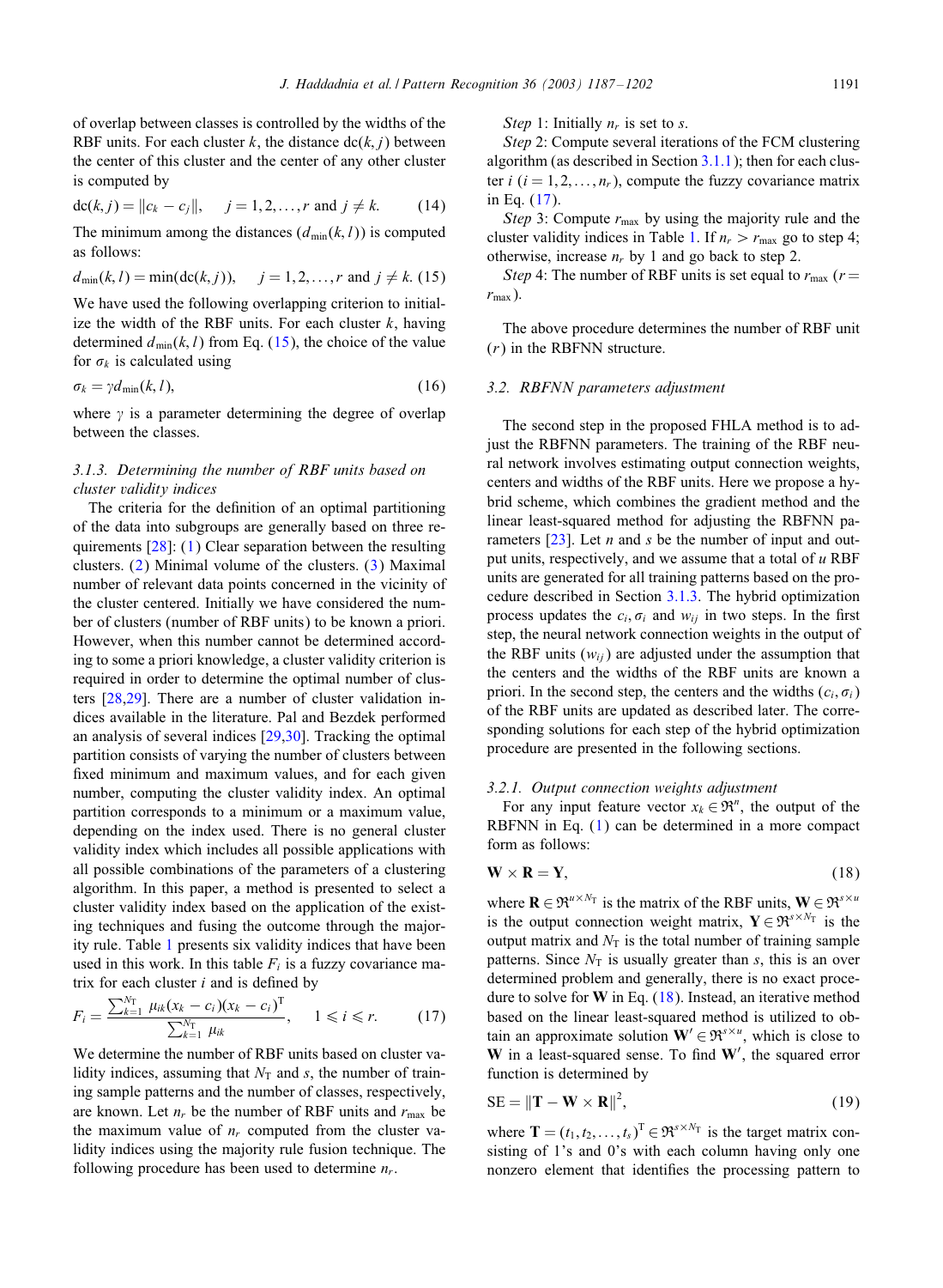of overlap between classes is controlled by the widths of the RBF units. For each cluster $k$, the distance $\mathrm{dc}(k, j)$ between the center of this cluster and the center of any other cluster is computed by

$$\mathrm{dc}(k, j) = \|c_k - c_j\|, \quad j = 1, 2, \ldots, r \text{ and } j \neq k. \tag{14}$$

The minimum among the distances ($d_{\min}(k, l)$) is computed as follows:

$$d_{\min}(k, l) = \min(\mathrm{dc}(k, j)), \quad j = 1, 2, \ldots, r \text{ and } j \neq k. \tag{15}$$

We have used the following overlapping criterion to initialize the width of the RBF units. For each cluster $k$, having determined $d_{\min}(k, l)$ from Eq. (15), the choice of the value for $\sigma_k$ is calculated using

$$\sigma_k = \gamma d_{\min}(k, l), \tag{16}$$

where $\gamma$ is a parameter determining the degree of overlap between the classes.

### 3.1.3. Determining the number of RBF units based on cluster validity indices

The criteria for the definition of an optimal partitioning of the data into subgroups are generally based on three requirements [28]: (1) Clear separation between the resulting clusters. (2) Minimal volume of the clusters. (3) Maximal number of relevant data points concerned in the vicinity of the cluster centered. Initially we have considered the number of clusters (number of RBF units) to be known a priori. However, when this number cannot be determined according to some a priori knowledge, a cluster validity criterion is required in order to determine the optimal number of clusters [28,29]. There are a number of cluster validation indices available in the literature. Pal and Bezdek performed an analysis of several indices [29,30]. Tracking the optimal partition consists of varying the number of clusters between fixed minimum and maximum values, and for each given number, computing the cluster validity index. An optimal partition corresponds to a minimum or a maximum value, depending on the index used. There is no general cluster validity index which includes all possible applications with all possible combinations of the parameters of a clustering algorithm. In this paper, a method is presented to select a cluster validity index based on the application of the existing techniques and fusing the outcome through the majority rule. Table 1 presents six validity indices that have been used in this work. In this table $F_i$ is a fuzzy covariance matrix for each cluster $i$ and is defined by

$$F_i = \frac{\sum_{k=1}^{N_T} \mu_{ik}(x_k - c_i)(x_k - c_i)^{\mathrm{T}}}{\sum_{k=1}^{N_T} \mu_{ik}}, \quad 1 \leqslant i \leqslant r. \tag{17}$$

We determine the number of RBF units based on cluster validity indices, assuming that $N_T$ and $s$, the number of training sample patterns and the number of classes, respectively, are known. Let $n_r$ be the number of RBF units and $r_{\max}$ be the maximum value of $n_r$ computed from the cluster validity indices using the majority rule fusion technique. The following procedure has been used to determine $n_r$.

*Step* 1: Initially $n_r$ is set to $s$.

*Step* 2: Compute several iterations of the FCM clustering algorithm (as described in Section 3.1.1); then for each cluster $i$ ($i = 1, 2, \ldots, n_r$), compute the fuzzy covariance matrix in Eq. (17).

*Step* 3: Compute $r_{\max}$ by using the majority rule and the cluster validity indices in Table 1. If $n_r > r_{\max}$ go to step 4; otherwise, increase $n_r$ by 1 and go back to step 2.

*Step* 4: The number of RBF units is set equal to $r_{\max}$ ($r = r_{\max}$).

The above procedure determines the number of RBF unit ($r$) in the RBFNN structure.

## 3.2. RBFNN parameters adjustment

The second step in the proposed FHLA method is to adjust the RBFNN parameters. The training of the RBF neural network involves estimating output connection weights, centers and widths of the RBF units. Here we propose a hybrid scheme, which combines the gradient method and the linear least-squared method for adjusting the RBFNN parameters [23]. Let $n$ and $s$ be the number of input and output units, respectively, and we assume that a total of $u$ RBF units are generated for all training patterns based on the procedure described in Section 3.1.3. The hybrid optimization process updates the $c_i, \sigma_i$ and $w_{ij}$ in two steps. In the first step, the neural network connection weights in the output of the RBF units ($w_{ij}$) are adjusted under the assumption that the centers and the widths of the RBF units are known a priori. In the second step, the centers and the widths ($c_i, \sigma_i$) of the RBF units are updated as described later. The corresponding solutions for each step of the hybrid optimization procedure are presented in the following sections.

### 3.2.1. Output connection weights adjustment

For any input feature vector $x_k \in \Re^n$, the output of the RBFNN in Eq. (1) can be determined in a more compact form as follows:

$$\mathbf{W} \times \mathbf{R} = \mathbf{Y}, \tag{18}$$

where $\mathbf{R} \in \Re^{u \times N_T}$ is the matrix of the RBF units, $\mathbf{W} \in \Re^{s \times u}$ is the output connection weight matrix, $\mathbf{Y} \in \Re^{s \times N_T}$ is the output matrix and $N_T$ is the total number of training sample patterns. Since $N_T$ is usually greater than $s$, this is an over determined problem and generally, there is no exact procedure to solve for $\mathbf{W}$ in Eq. (18). Instead, an iterative method based on the linear least-squared method is utilized to obtain an approximate solution $\mathbf{W}' \in \Re^{s \times u}$, which is close to $\mathbf{W}$ in a least-squared sense. To find $\mathbf{W}'$, the squared error function is determined by

$$\mathrm{SE} = \|\mathbf{T} - \mathbf{W} \times \mathbf{R}\|^2, \tag{19}$$

where $\mathbf{T} = (t_1, t_2, \ldots, t_s)^{\mathrm{T}} \in \Re^{s \times N_T}$ is the target matrix consisting of 1's and 0's with each column having only one nonzero element that identifies the processing pattern to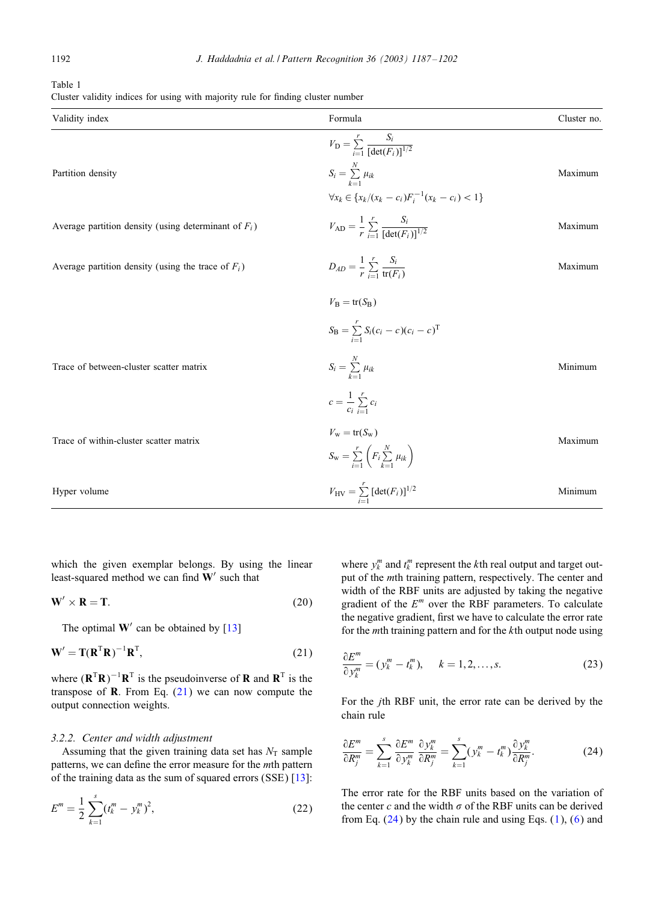Table 1
Cluster validity indices for using with majority rule for finding cluster number

| Validity index | Formula | Cluster no. |
|---|---|---|
| Partition density | $V_{\mathrm{D}} = \sum_{i=1}^{r} \frac{S_i}{[\det(F_i)]^{1/2}}$ <br> $S_i = \sum_{k=1}^{N} \mu_{ik}$ <br> $\forall x_k \in \{x_k/(x_k - c_i)F_i^{-1}(x_k - c_i) < 1\}$ | Maximum |
| Average partition density (using determinant of $F_i$) | $V_{\mathrm{AD}} = \frac{1}{r} \sum_{i=1}^{r} \frac{S_i}{[\det(F_i)]^{1/2}}$ | Maximum |
| Average partition density (using the trace of $F_i$) | $D_{AD} = \frac{1}{r} \sum_{i=1}^{r} \frac{S_i}{\mathrm{tr}(F_i)}$ | Maximum |
| Trace of between-cluster scatter matrix | $V_{\mathrm{B}} = \mathrm{tr}(S_{\mathrm{B}})$ <br> $S_{\mathrm{B}} = \sum_{i=1}^{r} S_i (c_i - c)(c_i - c)^{\mathrm{T}}$ <br> $S_i = \sum_{k=1}^{N} \mu_{ik}$ <br> $c = \frac{1}{c_i} \sum_{i=1}^{r} c_i$ | Minimum |
| Trace of within-cluster scatter matrix | $V_{\mathrm{w}} = \mathrm{tr}(S_{\mathrm{w}})$ <br> $S_{\mathrm{w}} = \sum_{i=1}^{r} \left( F_i \sum_{k=1}^{N} \mu_{ik} \right)$ | Maximum |
| Hyper volume | $V_{\mathrm{HV}} = \sum_{i=1}^{r} [\det(F_i)]^{1/2}$ | Minimum |

which the given exemplar belongs. By using the linear least-squared method we can find $\mathbf{W}'$ such that

$$\mathbf{W}' \times \mathbf{R} = \mathbf{T}. \tag{20}$$

The optimal $\mathbf{W}'$ can be obtained by [13]

$$\mathbf{W}' = \mathbf{T}(\mathbf{R}^{\mathrm{T}}\mathbf{R})^{-1}\mathbf{R}^{\mathrm{T}}, \tag{21}$$

where $(\mathbf{R}^{\mathrm{T}}\mathbf{R})^{-1}\mathbf{R}^{\mathrm{T}}$ is the pseudoinverse of $\mathbf{R}$ and $\mathbf{R}^{\mathrm{T}}$ is the transpose of $\mathbf{R}$. From Eq. (21) we can now compute the output connection weights.

### 3.2.2. Center and width adjustment

Assuming that the given training data set has $N_{\mathrm{T}}$ sample patterns, we can define the error measure for the $m$th pattern of the training data as the sum of squared errors (SSE) [13]:

$$E^m = \frac{1}{2} \sum_{k=1}^{s} (t_k^m - y_k^m)^2, \tag{22}$$

where $y_k^m$ and $t_k^m$ represent the $k$th real output and target output of the $m$th training pattern, respectively. The center and width of the RBF units are adjusted by taking the negative gradient of the $E^m$ over the RBF parameters. To calculate the negative gradient, first we have to calculate the error rate for the $m$th training pattern and for the $k$th output node using

$$\frac{\partial E^m}{\partial y_k^m} = (y_k^m - t_k^m), \quad k = 1, 2, \ldots, s. \tag{23}$$

For the $j$th RBF unit, the error rate can be derived by the chain rule

$$\frac{\partial E^m}{\partial R_j^m} = \sum_{k=1}^{s} \frac{\partial E^m}{\partial y_k^m} \frac{\partial y_k^m}{\partial R_j^m} = \sum_{k=1}^{s} (y_k^m - t_k^m) \frac{\partial y_k^m}{\partial R_j^m}. \tag{24}$$

The error rate for the RBF units based on the variation of the center $c$ and the width $\sigma$ of the RBF units can be derived from Eq. (24) by the chain rule and using Eqs. (1), (6) and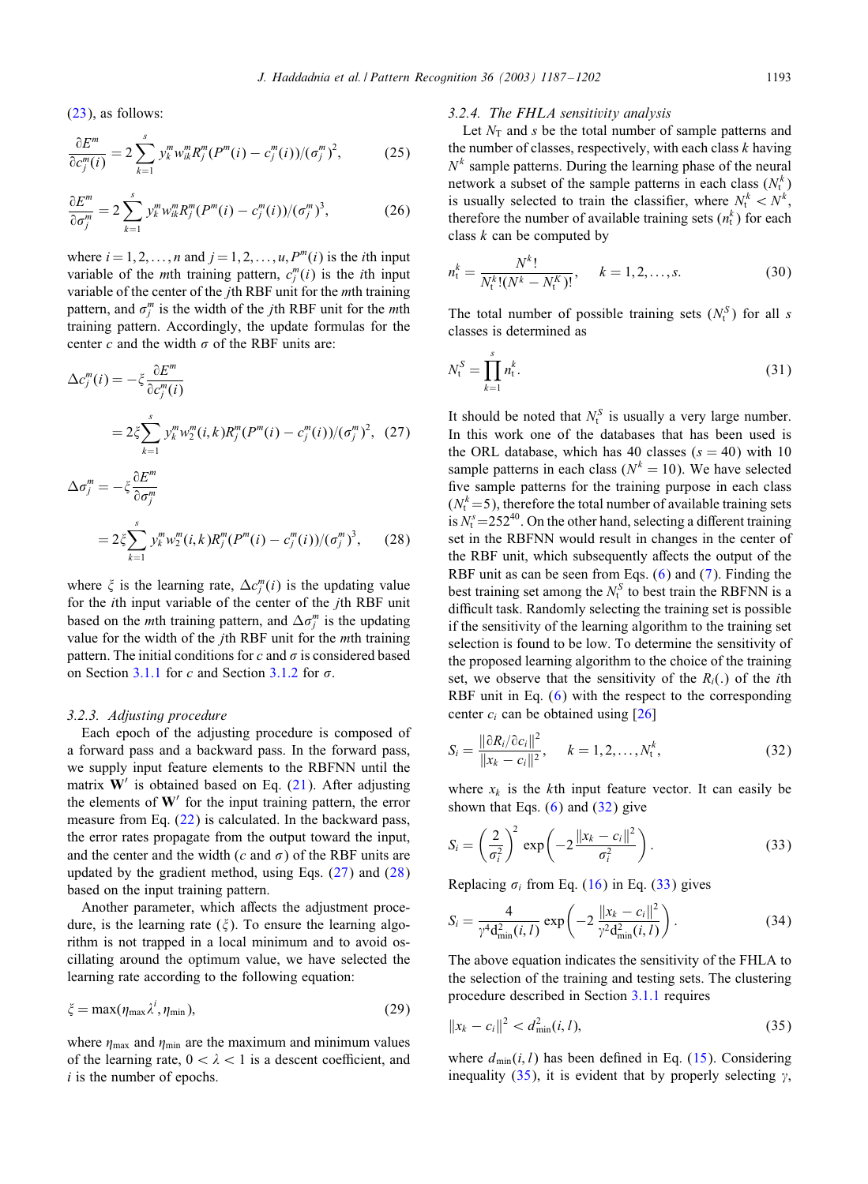(23), as follows:

$$\frac{\partial E^m}{\partial c_j^m(i)} = 2\sum_{k=1}^{s} y_k^m w_{ik}^m R_j^m (P^m(i) - c_j^m(i))/(\sigma_j^m)^2, \tag{25}$$

$$\frac{\partial E^m}{\partial \sigma_j^m} = 2\sum_{k=1}^{s} y_k^m w_{ik}^m R_j^m (P^m(i) - c_j^m(i))/(\sigma_j^m)^3, \tag{26}$$

where $i = 1, 2, \ldots, n$ and $j = 1, 2, \ldots, u$, $P^m(i)$ is the $i$th input variable of the $m$th training pattern, $c_j^m(i)$ is the $i$th input variable of the center of the $j$th RBF unit for the $m$th training pattern, and $\sigma_j^m$ is the width of the $j$th RBF unit for the $m$th training pattern. Accordingly, the update formulas for the center $c$ and the width $\sigma$ of the RBF units are:

$$\Delta c_j^m(i) = -\xi \frac{\partial E^m}{\partial c_j^m(i)}$$

$$= 2\xi \sum_{k=1}^{s} y_k^m w_2^m(i,k) R_j^m (P^m(i) - c_j^m(i))/(\sigma_j^m)^2, \tag{27}$$

$$\Delta \sigma_j^m = -\xi \frac{\partial E^m}{\partial \sigma_j^m}$$

$$= 2\xi \sum_{k=1}^{s} y_k^m w_2^m(i,k) R_j^m (P^m(i) - c_j^m(i))/(\sigma_j^m)^3, \tag{28}$$

where $\xi$ is the learning rate, $\Delta c_j^m(i)$ is the updating value for the $i$th input variable of the center of the $j$th RBF unit based on the $m$th training pattern, and $\Delta \sigma_j^m$ is the updating value for the width of the $j$th RBF unit for the $m$th training pattern. The initial conditions for $c$ and $\sigma$ is considered based on Section 3.1.1 for $c$ and Section 3.1.2 for $\sigma$.

#### 3.2.3. Adjusting procedure

Each epoch of the adjusting procedure is composed of a forward pass and a backward pass. In the forward pass, we supply input feature elements to the RBFNN until the matrix $\mathbf{W}'$ is obtained based on Eq. (21). After adjusting the elements of $\mathbf{W}'$ for the input training pattern, the error measure from Eq. (22) is calculated. In the backward pass, the error rates propagate from the output toward the input, and the center and the width ($c$ and $\sigma$) of the RBF units are updated by the gradient method, using Eqs. (27) and (28) based on the input training pattern.

Another parameter, which affects the adjustment procedure, is the learning rate ($\xi$). To ensure the learning algorithm is not trapped in a local minimum and to avoid oscillating around the optimum value, we have selected the learning rate according to the following equation:

$$\xi = \max(\eta_{\max}\lambda^i, \eta_{\min}), \tag{29}$$

where $\eta_{\max}$ and $\eta_{\min}$ are the maximum and minimum values of the learning rate, $0 < \lambda < 1$ is a descent coefficient, and $i$ is the number of epochs.

#### 3.2.4. The FHLA sensitivity analysis

Let $N_{\mathrm{T}}$ and $s$ be the total number of sample patterns and the number of classes, respectively, with each class $k$ having $N^k$ sample patterns. During the learning phase of the neural network a subset of the sample patterns in each class ($N_{\mathrm{t}}^k$) is usually selected to train the classifier, where $N_{\mathrm{t}}^k < N^k$, therefore the number of available training sets ($n_{\mathrm{t}}^k$) for each class $k$ can be computed by

$$n_{\mathrm{t}}^k = \frac{N^k!}{N_{\mathrm{t}}^k!(N^k - N_{\mathrm{t}}^K)!}, \quad k = 1, 2, \ldots, s. \tag{30}$$

The total number of possible training sets ($N_{\mathrm{t}}^S$) for all $s$ classes is determined as

$$N_{\mathrm{t}}^S = \prod_{k=1}^{s} n_{\mathrm{t}}^k. \tag{31}$$

It should be noted that $N_{\mathrm{t}}^S$ is usually a very large number. In this work one of the databases that has been used is the ORL database, which has 40 classes ($s = 40$) with 10 sample patterns in each class ($N^k = 10$). We have selected five sample patterns for the training purpose in each class ($N_{\mathrm{t}}^k = 5$), therefore the total number of available training sets is $N_{\mathrm{t}}^s = 252^{40}$. On the other hand, selecting a different training set in the RBFNN would result in changes in the center of the RBF unit, which subsequently affects the output of the RBF unit as can be seen from Eqs. (6) and (7). Finding the best training set among the $N_{\mathrm{t}}^S$ to best train the RBFNN is a difficult task. Randomly selecting the training set is possible if the sensitivity of the learning algorithm to the training set selection is found to be low. To determine the sensitivity of the proposed learning algorithm to the choice of the training set, we observe that the sensitivity of the $R_i(.)$ of the $i$th RBF unit in Eq. (6) with the respect to the corresponding center $c_i$ can be obtained using [26]

$$S_i = \frac{\|\partial R_i/\partial c_i\|^2}{\|x_k - c_i\|^2}, \quad k = 1, 2, \ldots, N_{\mathrm{t}}^k, \tag{32}$$

where $x_k$ is the $k$th input feature vector. It can easily be shown that Eqs. (6) and (32) give

$$S_i = \left(\frac{2}{\sigma_i^2}\right)^2 \exp\left(-2\frac{\|x_k - c_i\|^2}{\sigma_i^2}\right). \tag{33}$$

Replacing $\sigma_i$ from Eq. (16) in Eq. (33) gives

$$S_i = \frac{4}{\gamma^4 \mathrm{d}_{\min}^2(i,l)} \exp\left(-2\frac{\|x_k - c_i\|^2}{\gamma^2 \mathrm{d}_{\min}^2(i,l)}\right). \tag{34}$$

The above equation indicates the sensitivity of the FHLA to the selection of the training and testing sets. The clustering procedure described in Section 3.1.1 requires

$$\|x_k - c_i\|^2 < d_{\min}^2(i,l), \tag{35}$$

where $d_{\min}(i,l)$ has been defined in Eq. (15). Considering inequality (35), it is evident that by properly selecting $\gamma$,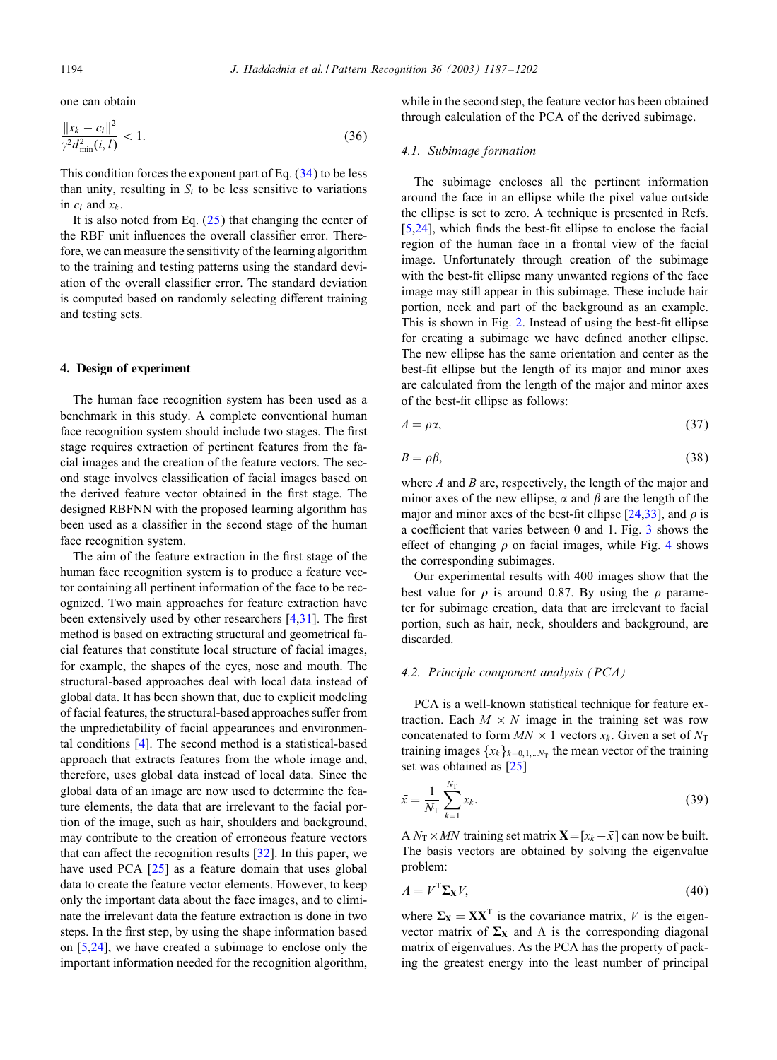one can obtain

$$\frac{\|x_k - c_i\|^2}{\gamma^2 d^2_{\min}(i,l)} < 1. \tag{36}$$

This condition forces the exponent part of Eq. (34) to be less than unity, resulting in $S_i$ to be less sensitive to variations in $c_i$ and $x_k$.

It is also noted from Eq. (25) that changing the center of the RBF unit influences the overall classifier error. Therefore, we can measure the sensitivity of the learning algorithm to the training and testing patterns using the standard deviation of the overall classifier error. The standard deviation is computed based on randomly selecting different training and testing sets.

## 4. Design of experiment

The human face recognition system has been used as a benchmark in this study. A complete conventional human face recognition system should include two stages. The first stage requires extraction of pertinent features from the facial images and the creation of the feature vectors. The second stage involves classification of facial images based on the derived feature vector obtained in the first stage. The designed RBFNN with the proposed learning algorithm has been used as a classifier in the second stage of the human face recognition system.

The aim of the feature extraction in the first stage of the human face recognition system is to produce a feature vector containing all pertinent information of the face to be recognized. Two main approaches for feature extraction have been extensively used by other researchers [4,31]. The first method is based on extracting structural and geometrical facial features that constitute local structure of facial images, for example, the shapes of the eyes, nose and mouth. The structural-based approaches deal with local data instead of global data. It has been shown that, due to explicit modeling of facial features, the structural-based approaches suffer from the unpredictability of facial appearances and environmental conditions [4]. The second method is a statistical-based approach that extracts features from the whole image and, therefore, uses global data instead of local data. Since the global data of an image are now used to determine the feature elements, the data that are irrelevant to the facial portion of the image, such as hair, shoulders and background, may contribute to the creation of erroneous feature vectors that can affect the recognition results [32]. In this paper, we have used PCA [25] as a feature domain that uses global data to create the feature vector elements. However, to keep only the important data about the face images, and to eliminate the irrelevant data the feature extraction is done in two steps. In the first step, by using the shape information based on [5,24], we have created a subimage to enclose only the important information needed for the recognition algorithm, while in the second step, the feature vector has been obtained through calculation of the PCA of the derived subimage.

### 4.1. Subimage formation

The subimage encloses all the pertinent information around the face in an ellipse while the pixel value outside the ellipse is set to zero. A technique is presented in Refs. [5,24], which finds the best-fit ellipse to enclose the facial region of the human face in a frontal view of the facial image. Unfortunately through creation of the subimage with the best-fit ellipse many unwanted regions of the face image may still appear in this subimage. These include hair portion, neck and part of the background as an example. This is shown in Fig. 2. Instead of using the best-fit ellipse for creating a subimage we have defined another ellipse. The new ellipse has the same orientation and center as the best-fit ellipse but the length of its major and minor axes are calculated from the length of the major and minor axes of the best-fit ellipse as follows:

$$A = \rho\alpha, \tag{37}$$

$$B = \rho\beta, \tag{38}$$

where $A$ and $B$ are, respectively, the length of the major and minor axes of the new ellipse, $\alpha$ and $\beta$ are the length of the major and minor axes of the best-fit ellipse [24,33], and $\rho$ is a coefficient that varies between 0 and 1. Fig. 3 shows the effect of changing $\rho$ on facial images, while Fig. 4 shows the corresponding subimages.

Our experimental results with 400 images show that the best value for $\rho$ is around 0.87. By using the $\rho$ parameter for subimage creation, data that are irrelevant to facial portion, such as hair, neck, shoulders and background, are discarded.

### 4.2. Principle component analysis (PCA)

PCA is a well-known statistical technique for feature extraction. Each $M \times N$ image in the training set was row concatenated to form $MN \times 1$ vectors $x_k$. Given a set of $N_{\mathrm{T}}$ training images $\{x_k\}_{k=0,1,\ldots N_{\mathrm{T}}}$ the mean vector of the training set was obtained as [25]

$$\bar{x} = \frac{1}{N_{\mathrm{T}}}\sum_{k=1}^{N_{\mathrm{T}}} x_k. \tag{39}$$

A $N_{\mathrm{T}} \times MN$ training set matrix $\mathbf{X} = [x_k - \bar{x}]$ can now be built. The basis vectors are obtained by solving the eigenvalue problem:

$$\Lambda = V^{\mathrm{T}} \boldsymbol{\Sigma}_{\mathbf{X}} V, \tag{40}$$

where $\boldsymbol{\Sigma}_{\mathbf{X}} = \mathbf{X}\mathbf{X}^{\mathrm{T}}$ is the covariance matrix, $V$ is the eigenvector matrix of $\boldsymbol{\Sigma}_{\mathbf{X}}$ and $\Lambda$ is the corresponding diagonal matrix of eigenvalues. As the PCA has the property of packing the greatest energy into the least number of principal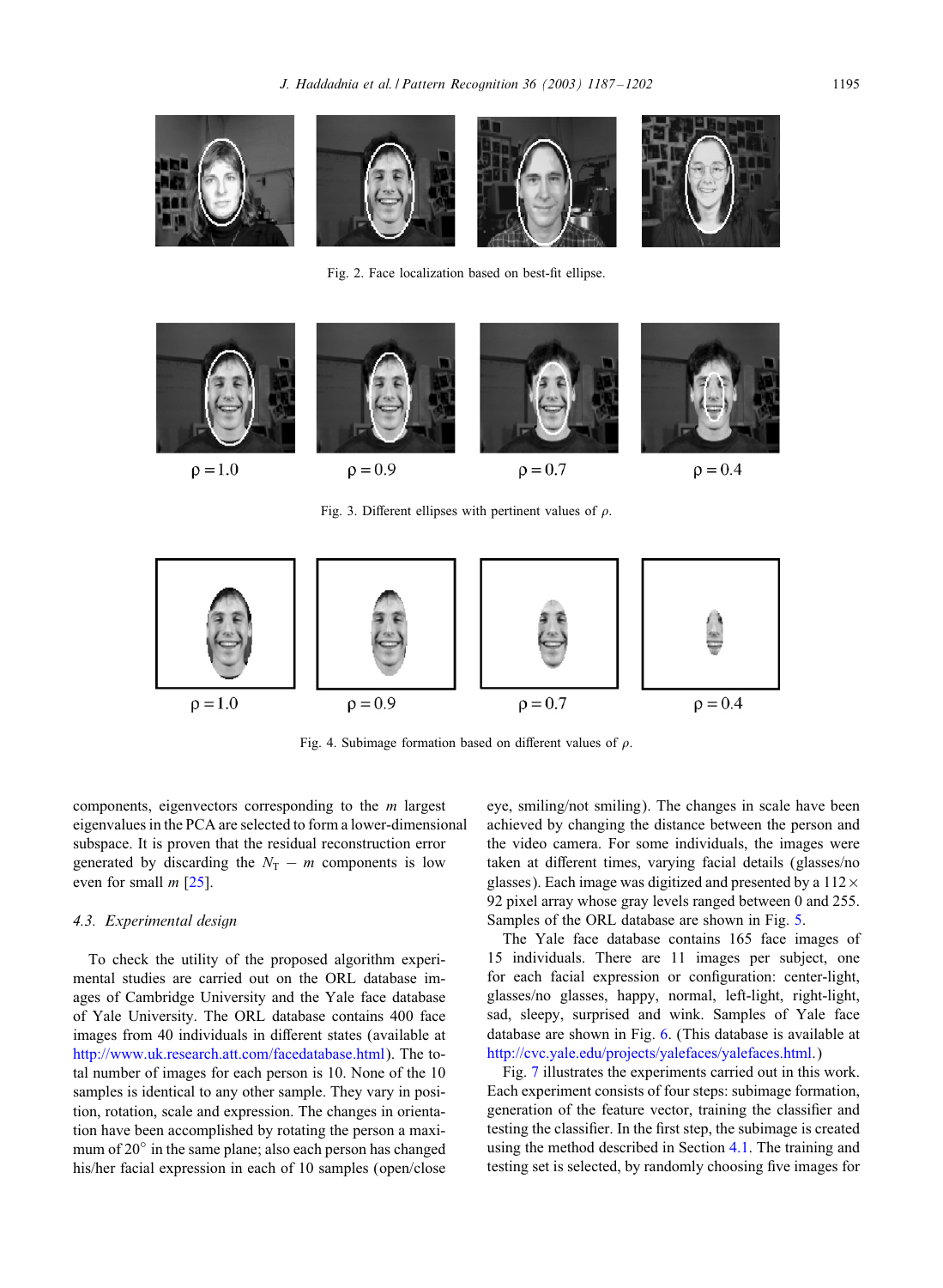Fig. 2. Face localization based on best-fit ellipse.

$\rho = 1.0$ $\rho = 0.9$ $\rho = 0.7$ $\rho = 0.4$

Fig. 3. Different ellipses with pertinent values of $\rho$.

$\rho = 1.0$ $\rho = 0.9$ $\rho = 0.7$ $\rho = 0.4$

Fig. 4. Subimage formation based on different values of $\rho$.

components, eigenvectors corresponding to the $m$ largest eigenvalues in the PCA are selected to form a lower-dimensional subspace. It is proven that the residual reconstruction error generated by discarding the $N_T - m$ components is low even for small $m$ [25].

### 4.3. Experimental design

To check the utility of the proposed algorithm experimental studies are carried out on the ORL database images of Cambridge University and the Yale face database of Yale University. The ORL database contains 400 face images from 40 individuals in different states (available at http://www.uk.research.att.com/facedatabase.html). The total number of images for each person is 10. None of the 10 samples is identical to any other sample. They vary in position, rotation, scale and expression. The changes in orientation have been accomplished by rotating the person a maximum of 20° in the same plane; also each person has changed his/her facial expression in each of 10 samples (open/close eye, smiling/not smiling). The changes in scale have been achieved by changing the distance between the person and the video camera. For some individuals, the images were taken at different times, varying facial details (glasses/no glasses). Each image was digitized and presented by a $112 \times 92$ pixel array whose gray levels ranged between 0 and 255. Samples of the ORL database are shown in Fig. 5.

The Yale face database contains 165 face images of 15 individuals. There are 11 images per subject, one for each facial expression or configuration: center-light, glasses/no glasses, happy, normal, left-light, right-light, sad, sleepy, surprised and wink. Samples of Yale face database are shown in Fig. 6. (This database is available at http://cvc.yale.edu/projects/yalefaces/yalefaces.html.)

Fig. 7 illustrates the experiments carried out in this work. Each experiment consists of four steps: subimage formation, generation of the feature vector, training the classifier and testing the classifier. In the first step, the subimage is created using the method described in Section 4.1. The training and testing set is selected, by randomly choosing five images for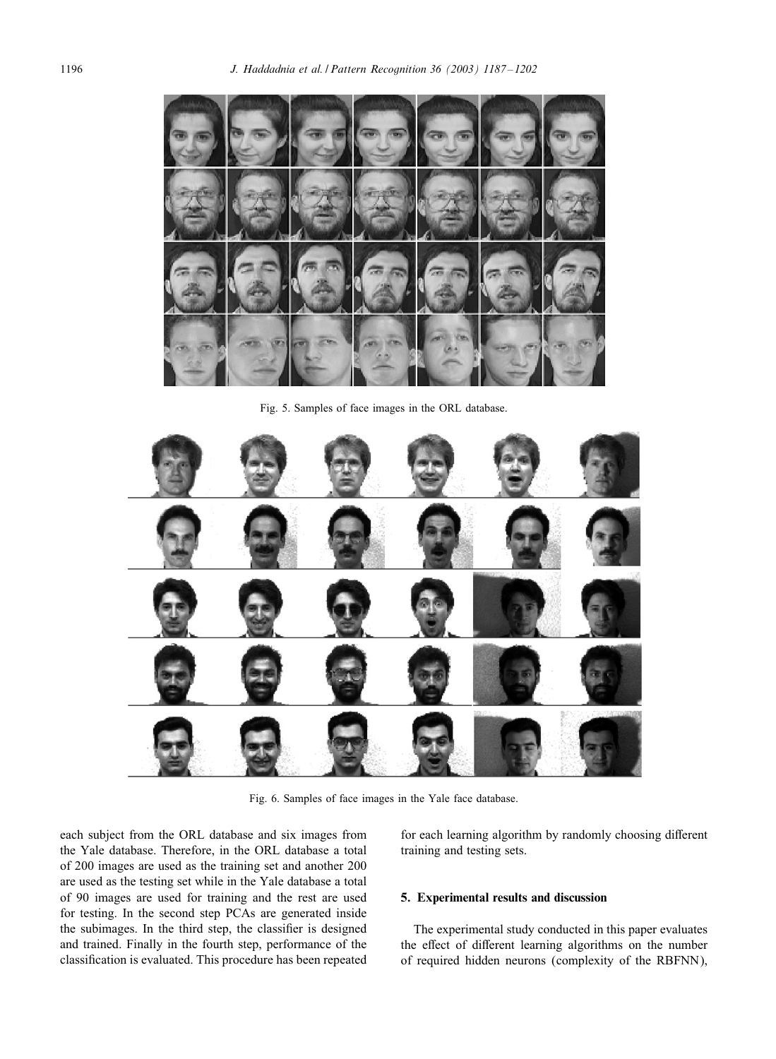Fig. 5. Samples of face images in the ORL database.

Fig. 6. Samples of face images in the Yale face database.

each subject from the ORL database and six images from the Yale database. Therefore, in the ORL database a total of 200 images are used as the training set and another 200 are used as the testing set while in the Yale database a total of 90 images are used for training and the rest are used for testing. In the second step PCAs are generated inside the subimages. In the third step, the classifier is designed and trained. Finally in the fourth step, performance of the classification is evaluated. This procedure has been repeated for each learning algorithm by randomly choosing different training and testing sets.

## 5. Experimental results and discussion

The experimental study conducted in this paper evaluates the effect of different learning algorithms on the number of required hidden neurons (complexity of the RBFNN),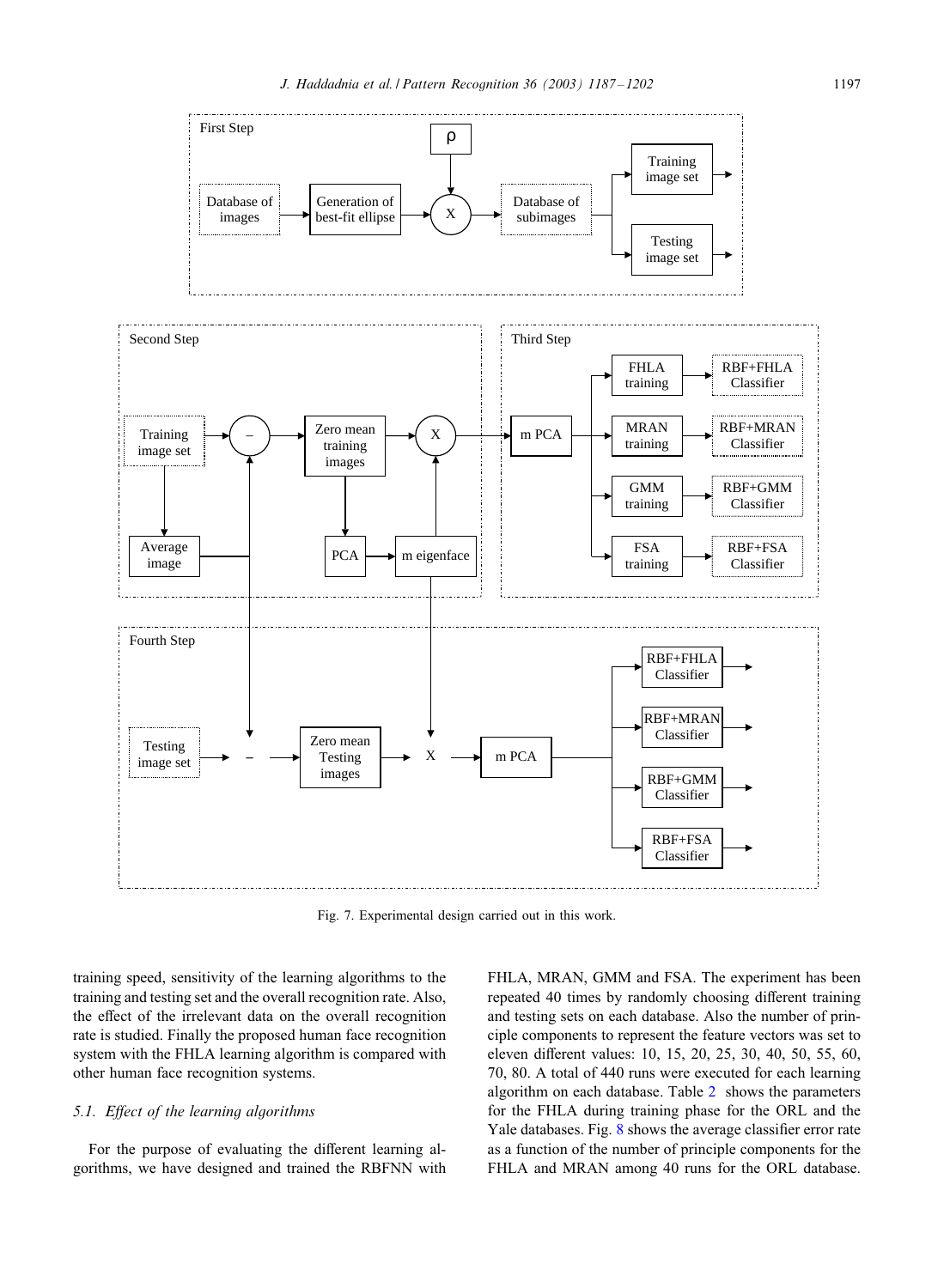Fig. 7. Experimental design carried out in this work.

training speed, sensitivity of the learning algorithms to the training and testing set and the overall recognition rate. Also, the effect of the irrelevant data on the overall recognition rate is studied. Finally the proposed human face recognition system with the FHLA learning algorithm is compared with other human face recognition systems.

### 5.1. *Effect of the learning algorithms*

For the purpose of evaluating the different learning algorithms, we have designed and trained the RBFNN with FHLA, MRAN, GMM and FSA. The experiment has been repeated 40 times by randomly choosing different training and testing sets on each database. Also the number of principle components to represent the feature vectors was set to eleven different values: 10, 15, 20, 25, 30, 40, 50, 55, 60, 70, 80. A total of 440 runs were executed for each learning algorithm on each database. Table 2 shows the parameters for the FHLA during training phase for the ORL and the Yale databases. Fig. 8 shows the average classifier error rate as a function of the number of principle components for the FHLA and MRAN among 40 runs for the ORL database.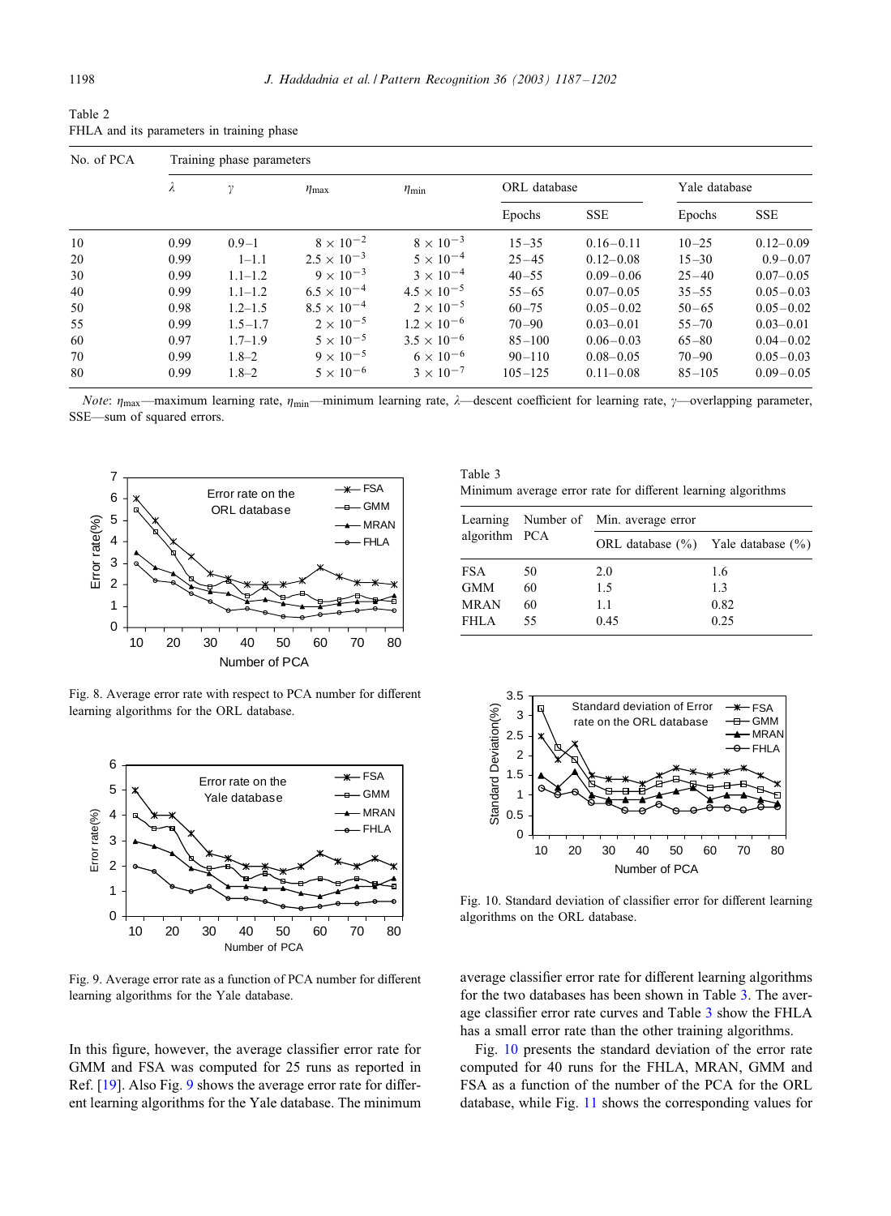Table 2
FHLA and its parameters in training phase

| No. of PCA | Training phase parameters | | | | | | | |
|---|---|---|---|---|---|---|---|---|
| | $\lambda$ | $\gamma$ | $\eta_{\max}$ | $\eta_{\min}$ | ORL database | | Yale database | |
| | | | | | Epochs | SSE | Epochs | SSE |
| 10 | 0.99 | 0.9–1 | $8 \times 10^{-2}$ | $8 \times 10^{-3}$ | 15–35 | 0.16–0.11 | 10–25 | 0.12–0.09 |
| 20 | 0.99 | 1–1.1 | $2.5 \times 10^{-3}$ | $5 \times 10^{-4}$ | 25–45 | 0.12–0.08 | 15–30 | 0.9–0.07 |
| 30 | 0.99 | 1.1–1.2 | $9 \times 10^{-3}$ | $3 \times 10^{-4}$ | 40–55 | 0.09–0.06 | 25–40 | 0.07–0.05 |
| 40 | 0.99 | 1.1–1.2 | $6.5 \times 10^{-4}$ | $4.5 \times 10^{-5}$ | 55–65 | 0.07–0.05 | 35–55 | 0.05–0.03 |
| 50 | 0.98 | 1.2–1.5 | $8.5 \times 10^{-4}$ | $2 \times 10^{-5}$ | 60–75 | 0.05–0.02 | 50–65 | 0.05–0.02 |
| 55 | 0.99 | 1.5–1.7 | $2 \times 10^{-5}$ | $1.2 \times 10^{-6}$ | 70–90 | 0.03–0.01 | 55–70 | 0.03–0.01 |
| 60 | 0.97 | 1.7–1.9 | $5 \times 10^{-5}$ | $3.5 \times 10^{-6}$ | 85–100 | 0.06–0.03 | 65–80 | 0.04–0.02 |
| 70 | 0.99 | 1.8–2 | $9 \times 10^{-5}$ | $6 \times 10^{-6}$ | 90–110 | 0.08–0.05 | 70–90 | 0.05–0.03 |
| 80 | 0.99 | 1.8–2 | $5 \times 10^{-6}$ | $3 \times 10^{-7}$ | 105–125 | 0.11–0.08 | 85–105 | 0.09–0.05 |

*Note*: $\eta_{\max}$—maximum learning rate, $\eta_{\min}$—minimum learning rate, $\lambda$—descent coefficient for learning rate, $\gamma$—overlapping parameter, SSE—sum of squared errors.

Fig. 8. Average error rate with respect to PCA number for different learning algorithms for the ORL database.

Fig. 9. Average error rate as a function of PCA number for different learning algorithms for the Yale database.

In this figure, however, the average classifier error rate for GMM and FSA was computed for 25 runs as reported in Ref. [19]. Also Fig. 9 shows the average error rate for different learning algorithms for the Yale database. The minimum average classifier error rate for different learning algorithms for the two databases has been shown in Table 3. The average classifier error rate curves and Table 3 show the FHLA has a small error rate than the other training algorithms.

Table 3
Minimum average error rate for different learning algorithms

| Learning algorithm | Number of PCA | Min. average error | |
|---|---|---|---|
| | | ORL database (%) | Yale database (%) |
| FSA | 50 | 2.0 | 1.6 |
| GMM | 60 | 1.5 | 1.3 |
| MRAN | 60 | 1.1 | 0.82 |
| FHLA | 55 | 0.45 | 0.25 |

Fig. 10. Standard deviation of classifier error for different learning algorithms on the ORL database.

Fig. 10 presents the standard deviation of the error rate computed for 40 runs for the FHLA, MRAN, GMM and FSA as a function of the number of the PCA for the ORL database, while Fig. 11 shows the corresponding values for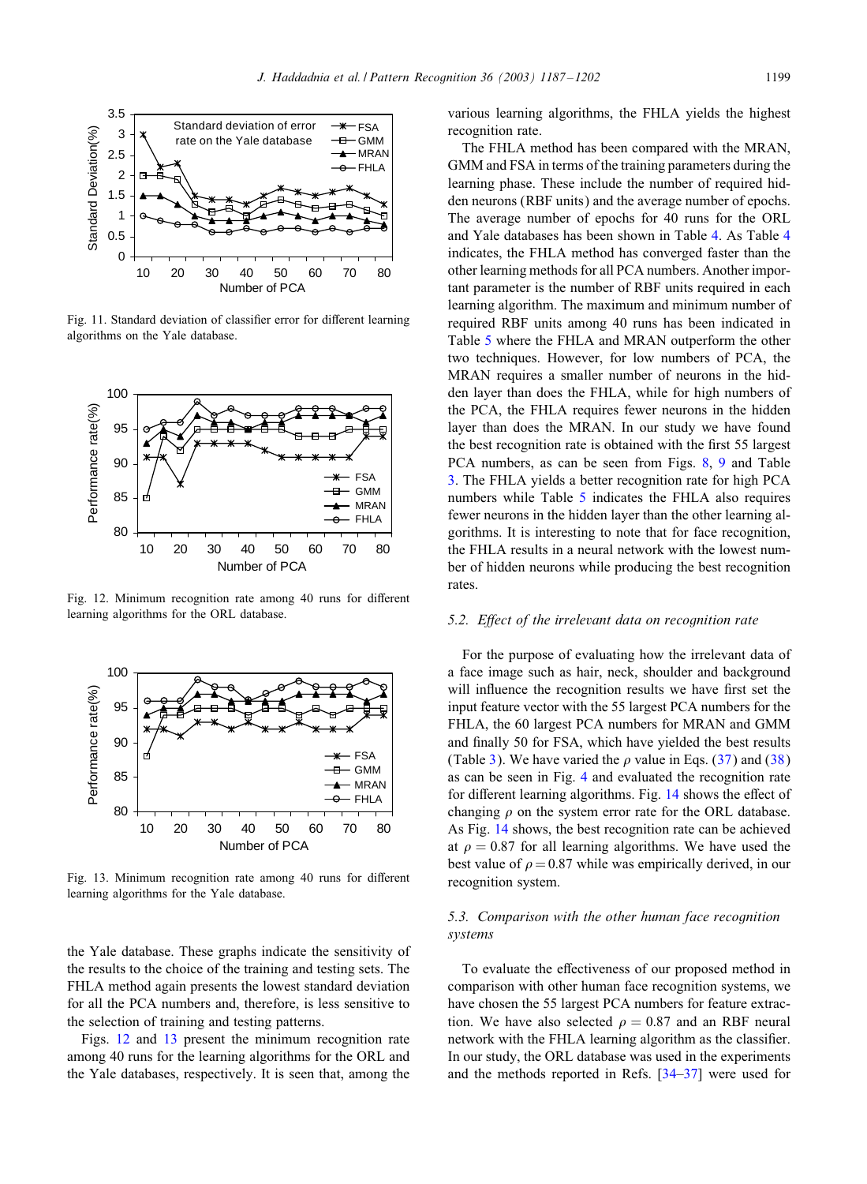Fig. 11. Standard deviation of classifier error for different learning algorithms on the Yale database.

Fig. 12. Minimum recognition rate among 40 runs for different learning algorithms for the ORL database.

Fig. 13. Minimum recognition rate among 40 runs for different learning algorithms for the Yale database.

the Yale database. These graphs indicate the sensitivity of the results to the choice of the training and testing sets. The FHLA method again presents the lowest standard deviation for all the PCA numbers and, therefore, is less sensitive to the selection of training and testing patterns.

Figs. 12 and 13 present the minimum recognition rate among 40 runs for the learning algorithms for the ORL and the Yale databases, respectively. It is seen that, among the various learning algorithms, the FHLA yields the highest recognition rate.

The FHLA method has been compared with the MRAN, GMM and FSA in terms of the training parameters during the learning phase. These include the number of required hidden neurons (RBF units) and the average number of epochs. The average number of epochs for 40 runs for the ORL and Yale databases has been shown in Table 4. As Table 4 indicates, the FHLA method has converged faster than the other learning methods for all PCA numbers. Another important parameter is the number of RBF units required in each learning algorithm. The maximum and minimum number of required RBF units among 40 runs has been indicated in Table 5 where the FHLA and MRAN outperform the other two techniques. However, for low numbers of PCA, the MRAN requires a smaller number of neurons in the hidden layer than does the FHLA, while for high numbers of the PCA, the FHLA requires fewer neurons in the hidden layer than does the MRAN. In our study we have found the best recognition rate is obtained with the first 55 largest PCA numbers, as can be seen from Figs. 8, 9 and Table 3. The FHLA yields a better recognition rate for high PCA numbers while Table 5 indicates the FHLA also requires fewer neurons in the hidden layer than the other learning algorithms. It is interesting to note that for face recognition, the FHLA results in a neural network with the lowest number of hidden neurons while producing the best recognition rates.

### 5.2. Effect of the irrelevant data on recognition rate

For the purpose of evaluating how the irrelevant data of a face image such as hair, neck, shoulder and background will influence the recognition results we have first set the input feature vector with the 55 largest PCA numbers for the FHLA, the 60 largest PCA numbers for MRAN and GMM and finally 50 for FSA, which have yielded the best results (Table 3). We have varied the $\rho$ value in Eqs. (37) and (38) as can be seen in Fig. 4 and evaluated the recognition rate for different learning algorithms. Fig. 14 shows the effect of changing $\rho$ on the system error rate for the ORL database. As Fig. 14 shows, the best recognition rate can be achieved at $\rho = 0.87$ for all learning algorithms. We have used the best value of $\rho = 0.87$ while was empirically derived, in our recognition system.

### 5.3. Comparison with the other human face recognition systems

To evaluate the effectiveness of our proposed method in comparison with other human face recognition systems, we have chosen the 55 largest PCA numbers for feature extraction. We have also selected $\rho = 0.87$ and an RBF neural network with the FHLA learning algorithm as the classifier. In our study, the ORL database was used in the experiments and the methods reported in Refs. [34–37] were used for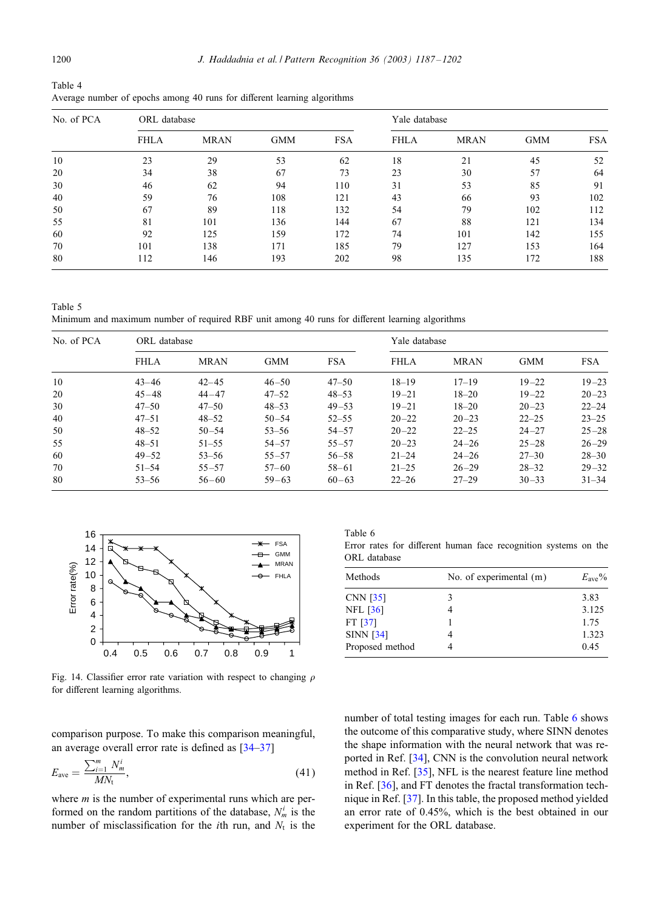Table 4
Average number of epochs among 40 runs for different learning algorithms

| No. of PCA | ORL database | | | | Yale database | | | |
|---|---|---|---|---|---|---|---|---|
| | FHLA | MRAN | GMM | FSA | FHLA | MRAN | GMM | FSA |
| 10 | 23 | 29 | 53 | 62 | 18 | 21 | 45 | 52 |
| 20 | 34 | 38 | 67 | 73 | 23 | 30 | 57 | 64 |
| 30 | 46 | 62 | 94 | 110 | 31 | 53 | 85 | 91 |
| 40 | 59 | 76 | 108 | 121 | 43 | 66 | 93 | 102 |
| 50 | 67 | 89 | 118 | 132 | 54 | 79 | 102 | 112 |
| 55 | 81 | 101 | 136 | 144 | 67 | 88 | 121 | 134 |
| 60 | 92 | 125 | 159 | 172 | 74 | 101 | 142 | 155 |
| 70 | 101 | 138 | 171 | 185 | 79 | 127 | 153 | 164 |
| 80 | 112 | 146 | 193 | 202 | 98 | 135 | 172 | 188 |

Table 5
Minimum and maximum number of required RBF unit among 40 runs for different learning algorithms

| No. of PCA | ORL database | | | | Yale database | | | |
|---|---|---|---|---|---|---|---|---|
| | FHLA | MRAN | GMM | FSA | FHLA | MRAN | GMM | FSA |
| 10 | 43–46 | 42–45 | 46–50 | 47–50 | 18–19 | 17–19 | 19–22 | 19–23 |
| 20 | 45–48 | 44–47 | 47–52 | 48–53 | 19–21 | 18–20 | 19–22 | 20–23 |
| 30 | 47–50 | 47–50 | 48–53 | 49–53 | 19–21 | 18–20 | 20–23 | 22–24 |
| 40 | 47–51 | 48–52 | 50–54 | 52–55 | 20–22 | 20–23 | 22–25 | 23–25 |
| 50 | 48–52 | 50–54 | 53–56 | 54–57 | 20–22 | 22–25 | 24–27 | 25–28 |
| 55 | 48–51 | 51–55 | 54–57 | 55–57 | 20–23 | 24–26 | 25–28 | 26–29 |
| 60 | 49–52 | 53–56 | 55–57 | 56–58 | 21–24 | 24–26 | 27–30 | 28–30 |
| 70 | 51–54 | 55–57 | 57–60 | 58–61 | 21–25 | 26–29 | 28–32 | 29–32 |
| 80 | 53–56 | 56–60 | 59–63 | 60–63 | 22–26 | 27–29 | 30–33 | 31–34 |

Fig. 14. Classifier error rate variation with respect to changing $\rho$ for different learning algorithms.

Table 6
Error rates for different human face recognition systems on the ORL database

| Methods | No. of experimental (m) | $E_{\text{ave}}$% |
|---|---|---|
| CNN [35] | 3 | 3.83 |
| NFL [36] | 4 | 3.125 |
| FT [37] | 1 | 1.75 |
| SINN [34] | 4 | 1.323 |
| Proposed method | 4 | 0.45 |

comparison purpose. To make this comparison meaningful, an average overall error rate is defined as [34–37]

$$E_{\text{ave}} = \frac{\sum_{i=1}^{m} N_m^i}{MN_t}, \tag{41}$$

where $m$ is the number of experimental runs which are performed on the random partitions of the database, $N_m^i$ is the number of misclassification for the $i$th run, and $N_t$ is the number of total testing images for each run. Table 6 shows the outcome of this comparative study, where SINN denotes the shape information with the neural network that was reported in Ref. [34], CNN is the convolution neural network method in Ref. [35], NFL is the nearest feature line method in Ref. [36], and FT denotes the fractal transformation technique in Ref. [37]. In this table, the proposed method yielded an error rate of 0.45%, which is the best obtained in our experiment for the ORL database.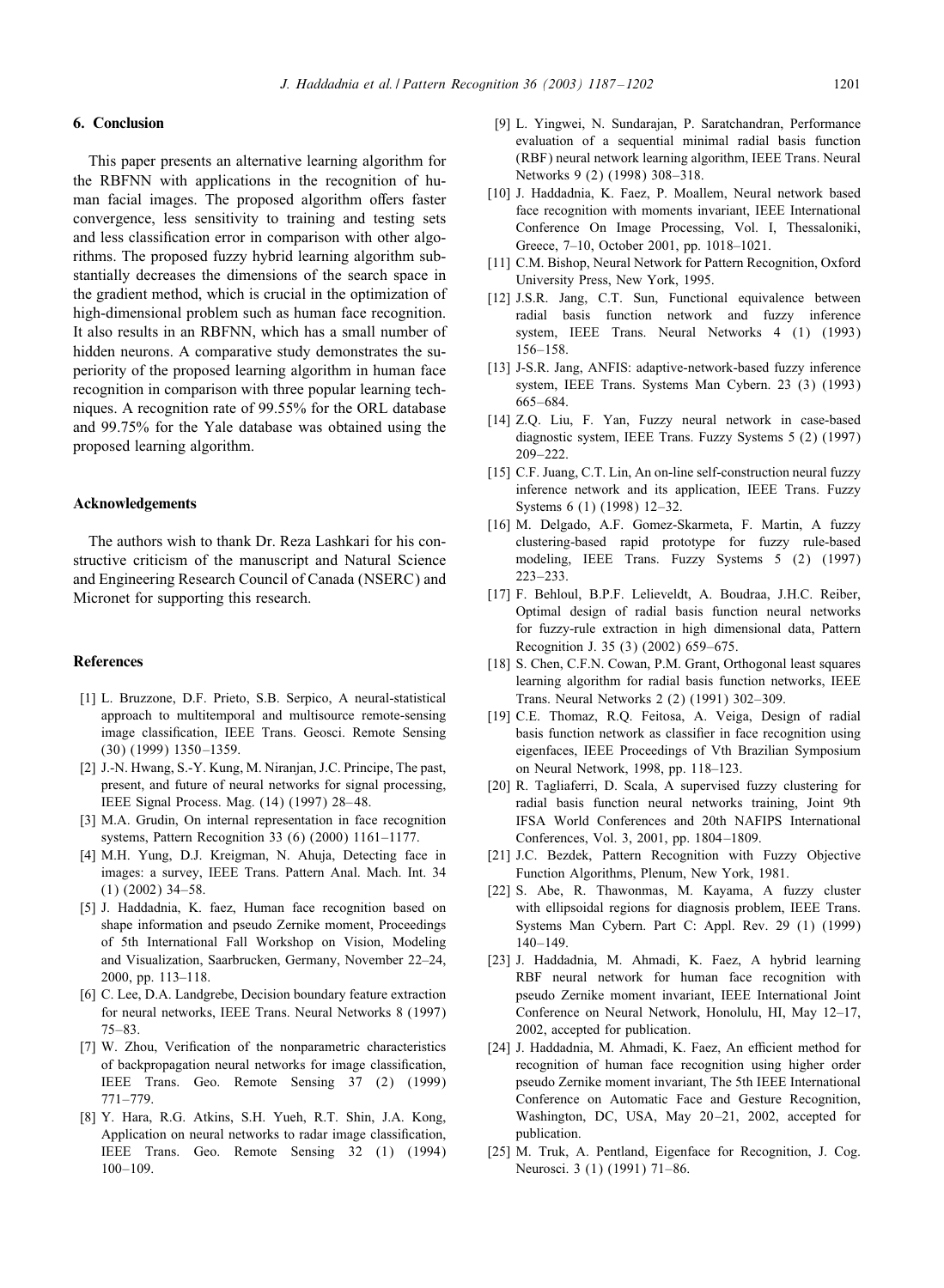## 6. Conclusion

This paper presents an alternative learning algorithm for the RBFNN with applications in the recognition of human facial images. The proposed algorithm offers faster convergence, less sensitivity to training and testing sets and less classification error in comparison with other algorithms. The proposed fuzzy hybrid learning algorithm substantially decreases the dimensions of the search space in the gradient method, which is crucial in the optimization of high-dimensional problem such as human face recognition. It also results in an RBFNN, which has a small number of hidden neurons. A comparative study demonstrates the superiority of the proposed learning algorithm in human face recognition in comparison with three popular learning techniques. A recognition rate of 99.55% for the ORL database and 99.75% for the Yale database was obtained using the proposed learning algorithm.

## Acknowledgements

The authors wish to thank Dr. Reza Lashkari for his constructive criticism of the manuscript and Natural Science and Engineering Research Council of Canada (NSERC) and Micronet for supporting this research.

## References

[1] L. Bruzzone, D.F. Prieto, S.B. Serpico, A neural-statistical approach to multitemporal and multisource remote-sensing image classification, IEEE Trans. Geosci. Remote Sensing (30) (1999) 1350–1359.

[2] J.-N. Hwang, S.-Y. Kung, M. Niranjan, J.C. Principe, The past, present, and future of neural networks for signal processing, IEEE Signal Process. Mag. (14) (1997) 28–48.

[3] M.A. Grudin, On internal representation in face recognition systems, Pattern Recognition 33 (6) (2000) 1161–1177.

[4] M.H. Yung, D.J. Kreigman, N. Ahuja, Detecting face in images: a survey, IEEE Trans. Pattern Anal. Mach. Int. 34 (1) (2002) 34–58.

[5] J. Haddadnia, K. faez, Human face recognition based on shape information and pseudo Zernike moment, Proceedings of 5th International Fall Workshop on Vision, Modeling and Visualization, Saarbrucken, Germany, November 22–24, 2000, pp. 113–118.

[6] C. Lee, D.A. Landgrebe, Decision boundary feature extraction for neural networks, IEEE Trans. Neural Networks 8 (1997) 75–83.

[7] W. Zhou, Verification of the nonparametric characteristics of backpropagation neural networks for image classification, IEEE Trans. Geo. Remote Sensing 37 (2) (1999) 771–779.

[8] Y. Hara, R.G. Atkins, S.H. Yueh, R.T. Shin, J.A. Kong, Application on neural networks to radar image classification, IEEE Trans. Geo. Remote Sensing 32 (1) (1994) 100–109.

[9] L. Yingwei, N. Sundarajan, P. Saratchandran, Performance evaluation of a sequential minimal radial basis function (RBF) neural network learning algorithm, IEEE Trans. Neural Networks 9 (2) (1998) 308–318.

[10] J. Haddadnia, K. Faez, P. Moallem, Neural network based face recognition with moments invariant, IEEE International Conference On Image Processing, Vol. I, Thessaloniki, Greece, 7–10, October 2001, pp. 1018–1021.

[11] C.M. Bishop, Neural Network for Pattern Recognition, Oxford University Press, New York, 1995.

[12] J.S.R. Jang, C.T. Sun, Functional equivalence between radial basis function network and fuzzy inference system, IEEE Trans. Neural Networks 4 (1) (1993) 156–158.

[13] J-S.R. Jang, ANFIS: adaptive-network-based fuzzy inference system, IEEE Trans. Systems Man Cybern. 23 (3) (1993) 665–684.

[14] Z.Q. Liu, F. Yan, Fuzzy neural network in case-based diagnostic system, IEEE Trans. Fuzzy Systems 5 (2) (1997) 209–222.

[15] C.F. Juang, C.T. Lin, An on-line self-construction neural fuzzy inference network and its application, IEEE Trans. Fuzzy Systems 6 (1) (1998) 12–32.

[16] M. Delgado, A.F. Gomez-Skarmeta, F. Martin, A fuzzy clustering-based rapid prototype for fuzzy rule-based modeling, IEEE Trans. Fuzzy Systems 5 (2) (1997) 223–233.

[17] F. Behloul, B.P.F. Lelieveldt, A. Boudraa, J.H.C. Reiber, Optimal design of radial basis function neural networks for fuzzy-rule extraction in high dimensional data, Pattern Recognition J. 35 (3) (2002) 659–675.

[18] S. Chen, C.F.N. Cowan, P.M. Grant, Orthogonal least squares learning algorithm for radial basis function networks, IEEE Trans. Neural Networks 2 (2) (1991) 302–309.

[19] C.E. Thomaz, R.Q. Feitosa, A. Veiga, Design of radial basis function network as classifier in face recognition using eigenfaces, IEEE Proceedings of Vth Brazilian Symposium on Neural Network, 1998, pp. 118–123.

[20] R. Tagliaferri, D. Scala, A supervised fuzzy clustering for radial basis function neural networks training, Joint 9th IFSA World Conferences and 20th NAFIPS International Conferences, Vol. 3, 2001, pp. 1804–1809.

[21] J.C. Bezdek, Pattern Recognition with Fuzzy Objective Function Algorithms, Plenum, New York, 1981.

[22] S. Abe, R. Thawonmas, M. Kayama, A fuzzy cluster with ellipsoidal regions for diagnosis problem, IEEE Trans. Systems Man Cybern. Part C: Appl. Rev. 29 (1) (1999) 140–149.

[23] J. Haddadnia, M. Ahmadi, K. Faez, A hybrid learning RBF neural network for human face recognition with pseudo Zernike moment invariant, IEEE International Joint Conference on Neural Network, Honolulu, HI, May 12–17, 2002, accepted for publication.

[24] J. Haddadnia, M. Ahmadi, K. Faez, An efficient method for recognition of human face recognition using higher order pseudo Zernike moment invariant, The 5th IEEE International Conference on Automatic Face and Gesture Recognition, Washington, DC, USA, May 20–21, 2002, accepted for publication.

[25] M. Truk, A. Pentland, Eigenface for Recognition, J. Cog. Neurosci. 3 (1) (1991) 71–86.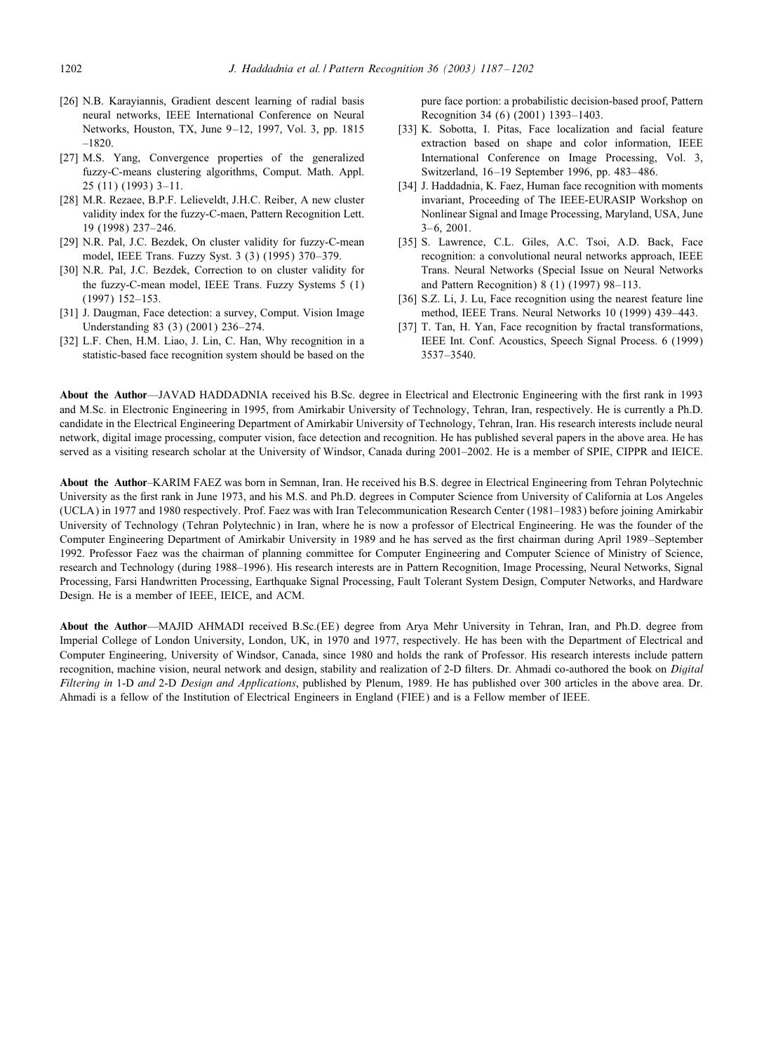[26] N.B. Karayiannis, Gradient descent learning of radial basis neural networks, IEEE International Conference on Neural Networks, Houston, TX, June 9–12, 1997, Vol. 3, pp. 1815–1820.

[27] M.S. Yang, Convergence properties of the generalized fuzzy-C-means clustering algorithms, Comput. Math. Appl. 25 (11) (1993) 3–11.

[28] M.R. Rezaee, B.P.F. Lelieveldt, J.H.C. Reiber, A new cluster validity index for the fuzzy-C-maen, Pattern Recognition Lett. 19 (1998) 237–246.

[29] N.R. Pal, J.C. Bezdek, On cluster validity for fuzzy-C-mean model, IEEE Trans. Fuzzy Syst. 3 (3) (1995) 370–379.

[30] N.R. Pal, J.C. Bezdek, Correction to on cluster validity for the fuzzy-C-mean model, IEEE Trans. Fuzzy Systems 5 (1) (1997) 152–153.

[31] J. Daugman, Face detection: a survey, Comput. Vision Image Understanding 83 (3) (2001) 236–274.

[32] L.F. Chen, H.M. Liao, J. Lin, C. Han, Why recognition in a statistic-based face recognition system should be based on the pure face portion: a probabilistic decision-based proof, Pattern Recognition 34 (6) (2001) 1393–1403.

[33] K. Sobotta, I. Pitas, Face localization and facial feature extraction based on shape and color information, IEEE International Conference on Image Processing, Vol. 3, Switzerland, 16–19 September 1996, pp. 483–486.

[34] J. Haddadnia, K. Faez, Human face recognition with moments invariant, Proceeding of The IEEE-EURASIP Workshop on Nonlinear Signal and Image Processing, Maryland, USA, June 3–6, 2001.

[35] S. Lawrence, C.L. Giles, A.C. Tsoi, A.D. Back, Face recognition: a convolutional neural networks approach, IEEE Trans. Neural Networks (Special Issue on Neural Networks and Pattern Recognition) 8 (1) (1997) 98–113.

[36] S.Z. Li, J. Lu, Face recognition using the nearest feature line method, IEEE Trans. Neural Networks 10 (1999) 439–443.

[37] T. Tan, H. Yan, Face recognition by fractal transformations, IEEE Int. Conf. Acoustics, Speech Signal Process. 6 (1999) 3537–3540.

**About the Author**—JAVAD HADDADNIA received his B.Sc. degree in Electrical and Electronic Engineering with the first rank in 1993 and M.Sc. in Electronic Engineering in 1995, from Amirkabir University of Technology, Tehran, Iran, respectively. He is currently a Ph.D. candidate in the Electrical Engineering Department of Amirkabir University of Technology, Tehran, Iran. His research interests include neural network, digital image processing, computer vision, face detection and recognition. He has published several papers in the above area. He has served as a visiting research scholar at the University of Windsor, Canada during 2001–2002. He is a member of SPIE, CIPPR and IEICE.

**About the Author**–KARIM FAEZ was born in Semnan, Iran. He received his B.S. degree in Electrical Engineering from Tehran Polytechnic University as the first rank in June 1973, and his M.S. and Ph.D. degrees in Computer Science from University of California at Los Angeles (UCLA) in 1977 and 1980 respectively. Prof. Faez was with Iran Telecommunication Research Center (1981–1983) before joining Amirkabir University of Technology (Tehran Polytechnic) in Iran, where he is now a professor of Electrical Engineering. He was the founder of the Computer Engineering Department of Amirkabir University in 1989 and he has served as the first chairman during April 1989–September 1992. Professor Faez was the chairman of planning committee for Computer Engineering and Computer Science of Ministry of Science, research and Technology (during 1988–1996). His research interests are in Pattern Recognition, Image Processing, Neural Networks, Signal Processing, Farsi Handwritten Processing, Earthquake Signal Processing, Fault Tolerant System Design, Computer Networks, and Hardware Design. He is a member of IEEE, IEICE, and ACM.

**About the Author**—MAJID AHMADI received B.Sc.(EE) degree from Arya Mehr University in Tehran, Iran, and Ph.D. degree from Imperial College of London University, London, UK, in 1970 and 1977, respectively. He has been with the Department of Electrical and Computer Engineering, University of Windsor, Canada, since 1980 and holds the rank of Professor. His research interests include pattern recognition, machine vision, neural network and design, stability and realization of 2-D filters. Dr. Ahmadi co-authored the book on *Digital Filtering in* 1-D *and* 2-D *Design and Applications*, published by Plenum, 1989. He has published over 300 articles in the above area. Dr. Ahmadi is a fellow of the Institution of Electrical Engineers in England (FIEE) and is a Fellow member of IEEE.